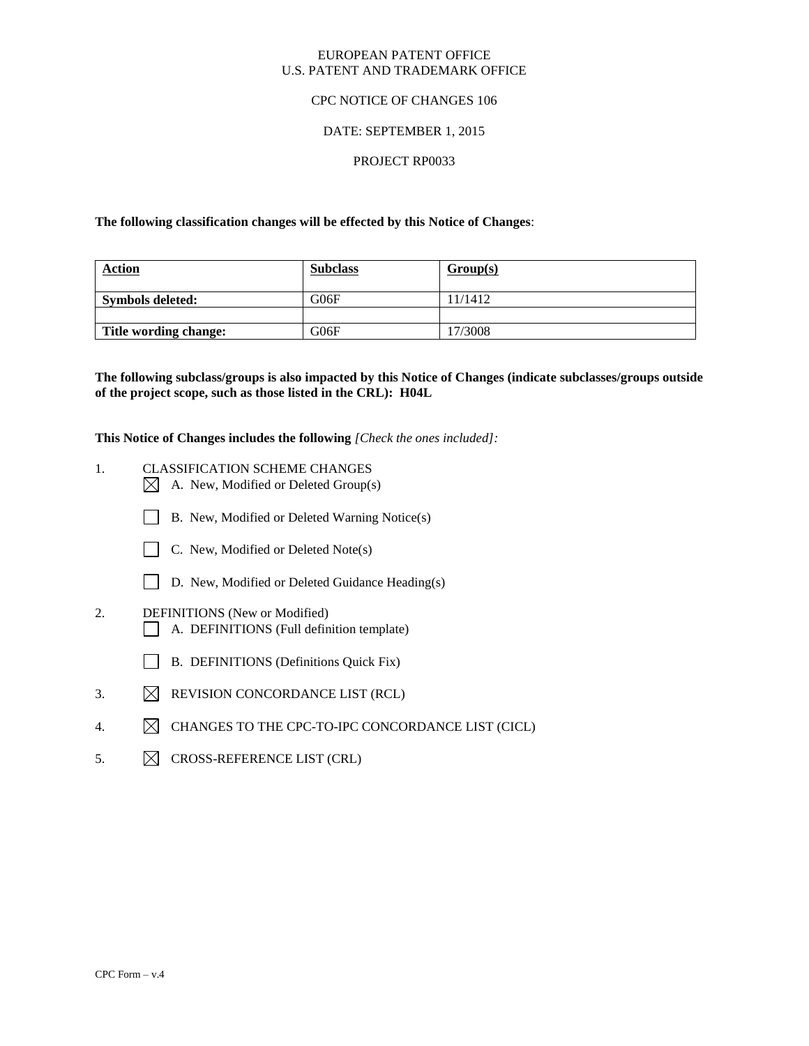EUROPEAN PATENT OFFICE
U.S. PATENT AND TRADEMARK OFFICE

CPC NOTICE OF CHANGES 106

DATE: SEPTEMBER 1, 2015

PROJECT RP0033

**The following classification changes will be effected by this Notice of Changes**:

| **Action** | **Subclass** | **Group(s)** |
|---|---|---|
| **Symbols deleted:** | G06F | 11/1412 |
| | | |
| **Title wording change:** | G06F | 17/3008 |

**The following subclass/groups is also impacted by this Notice of Changes (indicate subclasses/groups outside of the project scope, such as those listed in the CRL): H04L**

**This Notice of Changes includes the following** *[Check the ones included]:*

1. CLASSIFICATION SCHEME CHANGES
   - ☒ A. New, Modified or Deleted Group(s)
   - ☐ B. New, Modified or Deleted Warning Notice(s)
   - ☐ C. New, Modified or Deleted Note(s)
   - ☐ D. New, Modified or Deleted Guidance Heading(s)
2. DEFINITIONS (New or Modified)
   - ☐ A. DEFINITIONS (Full definition template)
   - ☐ B. DEFINITIONS (Definitions Quick Fix)
3. ☒ REVISION CONCORDANCE LIST (RCL)
4. ☒ CHANGES TO THE CPC-TO-IPC CONCORDANCE LIST (CICL)
5. ☒ CROSS-REFERENCE LIST (CRL)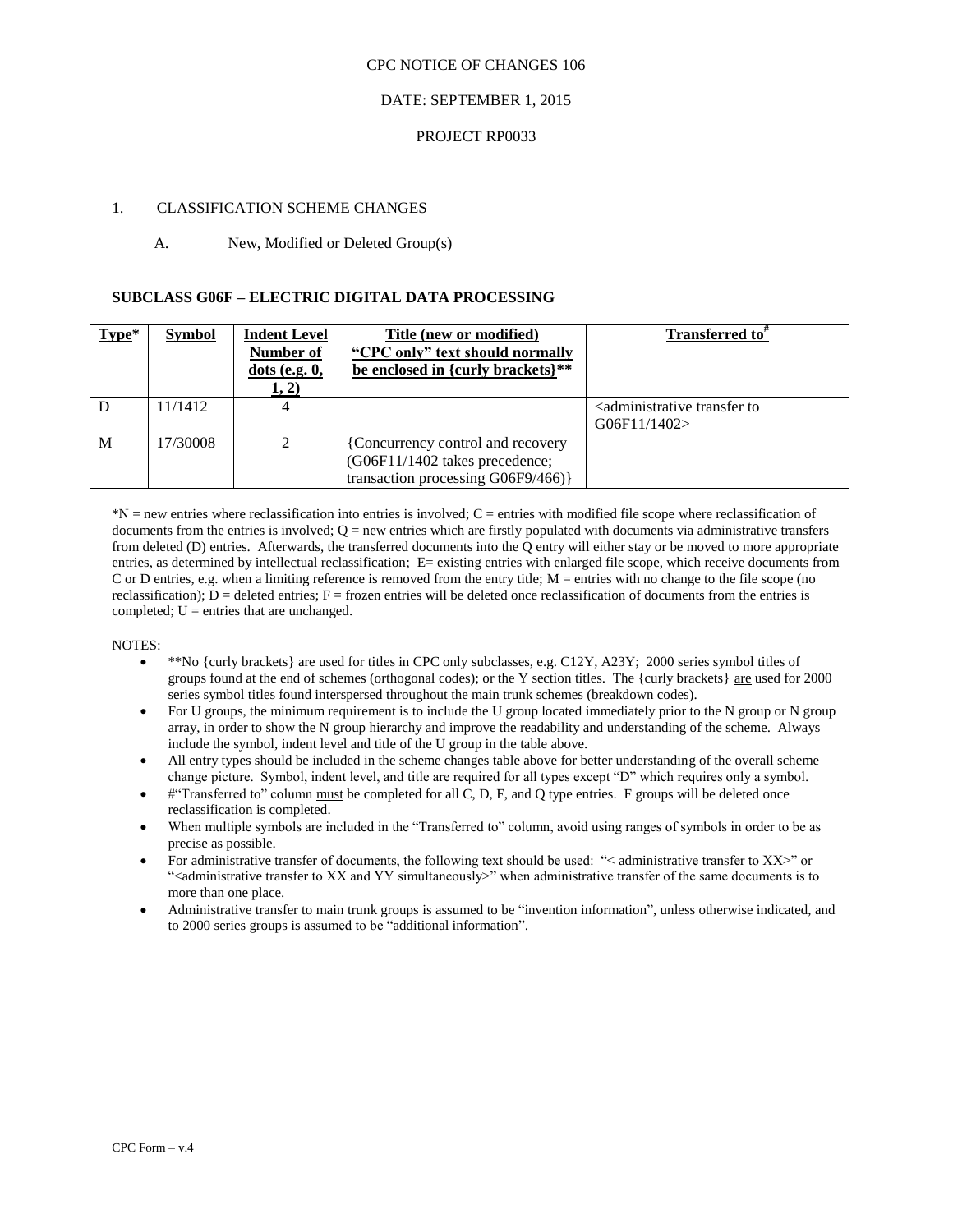CPC NOTICE OF CHANGES 106

DATE: SEPTEMBER 1, 2015

PROJECT RP0033

1. CLASSIFICATION SCHEME CHANGES

A. New, Modified or Deleted Group(s)

**SUBCLASS G06F – ELECTRIC DIGITAL DATA PROCESSING**

| Type* | Symbol | Indent Level Number of dots (e.g. 0, 1, 2) | Title (new or modified) "CPC only" text should normally be enclosed in {curly brackets}** | Transferred to# |
|---|---|---|---|---|
| D | 11/1412 | 4 | | <administrative transfer to G06F11/1402> |
| M | 17/30008 | 2 | {Concurrency control and recovery (G06F11/1402 takes precedence; transaction processing G06F9/466)} | |

*N = new entries where reclassification into entries is involved; C = entries with modified file scope where reclassification of documents from the entries is involved; Q = new entries which are firstly populated with documents via administrative transfers from deleted (D) entries. Afterwards, the transferred documents into the Q entry will either stay or be moved to more appropriate entries, as determined by intellectual reclassification; E= existing entries with enlarged file scope, which receive documents from C or D entries, e.g. when a limiting reference is removed from the entry title; M = entries with no change to the file scope (no reclassification); D = deleted entries; F = frozen entries will be deleted once reclassification of documents from the entries is completed; U = entries that are unchanged.

NOTES:

- **No {curly brackets} are used for titles in CPC only subclasses, e.g. C12Y, A23Y; 2000 series symbol titles of groups found at the end of schemes (orthogonal codes); or the Y section titles. The {curly brackets} are used for 2000 series symbol titles found interspersed throughout the main trunk schemes (breakdown codes).
- For U groups, the minimum requirement is to include the U group located immediately prior to the N group or N group array, in order to show the N group hierarchy and improve the readability and understanding of the scheme. Always include the symbol, indent level and title of the U group in the table above.
- All entry types should be included in the scheme changes table above for better understanding of the overall scheme change picture. Symbol, indent level, and title are required for all types except "D" which requires only a symbol.
- #"Transferred to" column must be completed for all C, D, F, and Q type entries. F groups will be deleted once reclassification is completed.
- When multiple symbols are included in the "Transferred to" column, avoid using ranges of symbols in order to be as precise as possible.
- For administrative transfer of documents, the following text should be used: "< administrative transfer to XX>" or "<administrative transfer to XX and YY simultaneously>" when administrative transfer of the same documents is to more than one place.
- Administrative transfer to main trunk groups is assumed to be "invention information", unless otherwise indicated, and to 2000 series groups is assumed to be "additional information".

CPC Form – v.4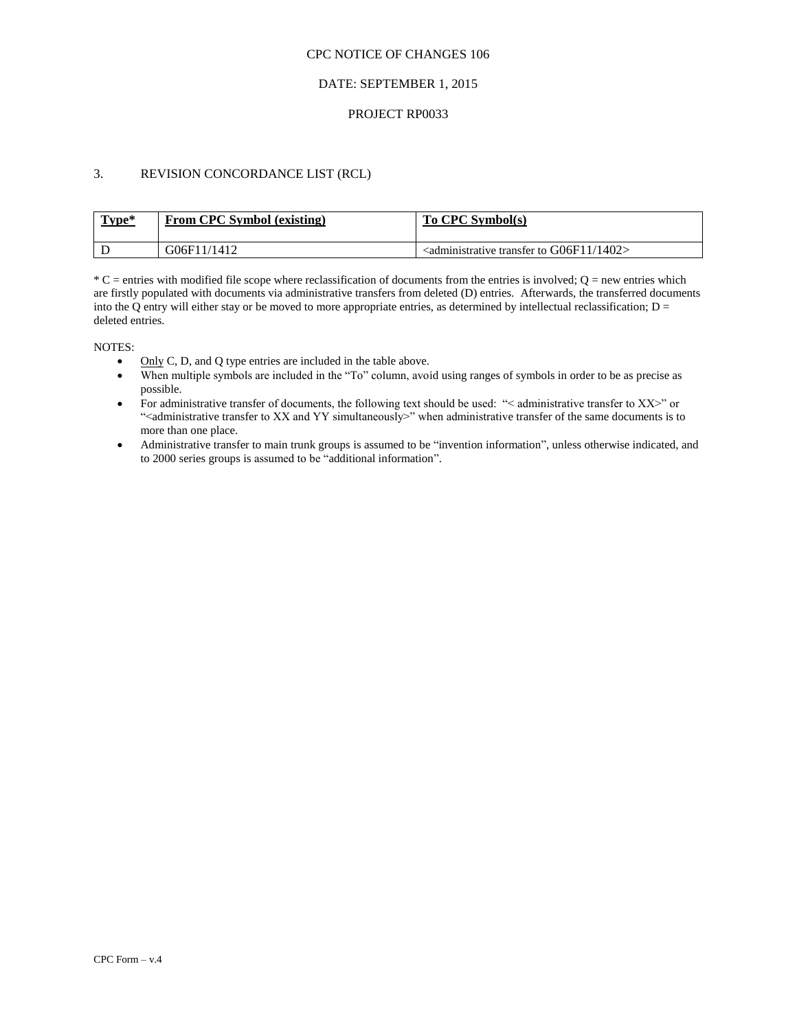CPC NOTICE OF CHANGES 106

DATE: SEPTEMBER 1, 2015

PROJECT RP0033

## 3. REVISION CONCORDANCE LIST (RCL)

| Type* | From CPC Symbol (existing) | To CPC Symbol(s) |
|---|---|---|
| D | G06F11/1412 | <administrative transfer to G06F11/1402> |

* C = entries with modified file scope where reclassification of documents from the entries is involved; Q = new entries which are firstly populated with documents via administrative transfers from deleted (D) entries. Afterwards, the transferred documents into the Q entry will either stay or be moved to more appropriate entries, as determined by intellectual reclassification; D = deleted entries.

NOTES:

- Only C, D, and Q type entries are included in the table above.
- When multiple symbols are included in the "To" column, avoid using ranges of symbols in order to be as precise as possible.
- For administrative transfer of documents, the following text should be used: "< administrative transfer to XX>" or "<administrative transfer to XX and YY simultaneously>" when administrative transfer of the same documents is to more than one place.
- Administrative transfer to main trunk groups is assumed to be "invention information", unless otherwise indicated, and to 2000 series groups is assumed to be "additional information".

CPC Form – v.4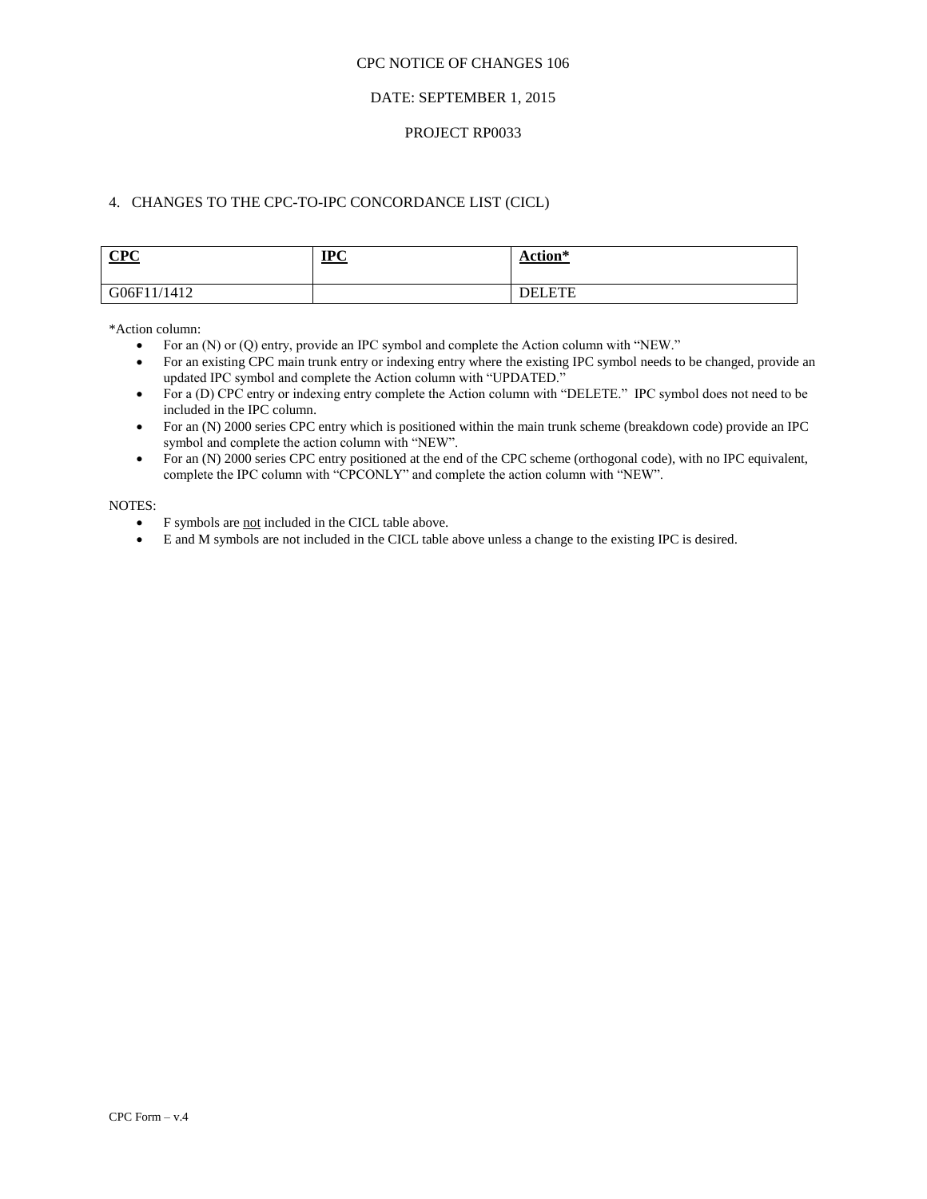CPC NOTICE OF CHANGES 106

DATE: SEPTEMBER 1, 2015

PROJECT RP0033

## 4. CHANGES TO THE CPC-TO-IPC CONCORDANCE LIST (CICL)

| CPC | IPC | Action* |
| --- | --- | --- |
| G06F11/1412 | | DELETE |

*Action column:

- For an (N) or (Q) entry, provide an IPC symbol and complete the Action column with "NEW."
- For an existing CPC main trunk entry or indexing entry where the existing IPC symbol needs to be changed, provide an updated IPC symbol and complete the Action column with "UPDATED."
- For a (D) CPC entry or indexing entry complete the Action column with "DELETE." IPC symbol does not need to be included in the IPC column.
- For an (N) 2000 series CPC entry which is positioned within the main trunk scheme (breakdown code) provide an IPC symbol and complete the action column with "NEW".
- For an (N) 2000 series CPC entry positioned at the end of the CPC scheme (orthogonal code), with no IPC equivalent, complete the IPC column with "CPCONLY" and complete the action column with "NEW".

NOTES:

- F symbols are not included in the CICL table above.
- E and M symbols are not included in the CICL table above unless a change to the existing IPC is desired.

CPC Form – v.4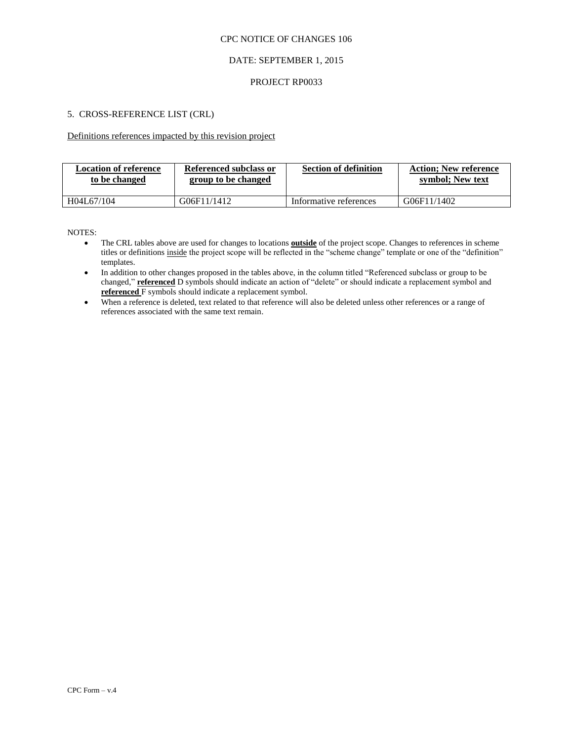CPC NOTICE OF CHANGES 106

DATE: SEPTEMBER 1, 2015

PROJECT RP0033

## 5. CROSS-REFERENCE LIST (CRL)

Definitions references impacted by this revision project

| **Location of reference to be changed** | **Referenced subclass or group to be changed** | **Section of definition** | **Action; New reference symbol; New text** |
|---|---|---|---|
| H04L67/104 | G06F11/1412 | Informative references | G06F11/1402 |

NOTES:

- The CRL tables above are used for changes to locations **outside** of the project scope. Changes to references in scheme titles or definitions inside the project scope will be reflected in the "scheme change" template or one of the "definition" templates.
- In addition to other changes proposed in the tables above, in the column titled "Referenced subclass or group to be changed," **referenced** D symbols should indicate an action of "delete" or should indicate a replacement symbol and **referenced** F symbols should indicate a replacement symbol.
- When a reference is deleted, text related to that reference will also be deleted unless other references or a range of references associated with the same text remain.